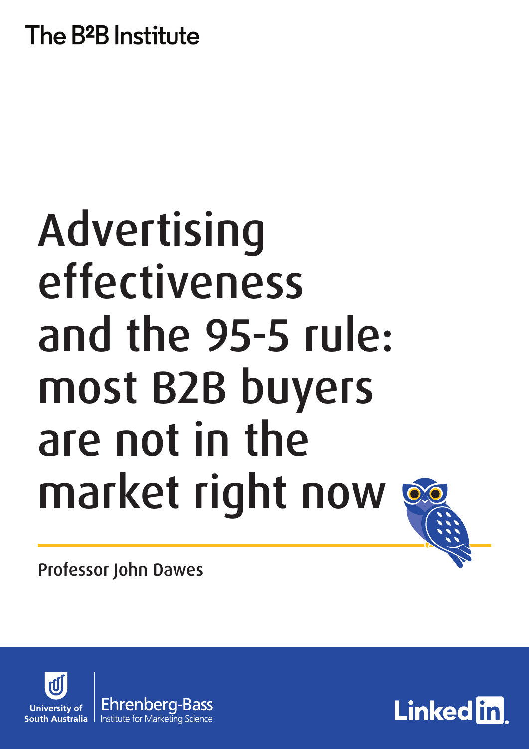The B²B Institute

# Advertising effectiveness and the 95-5 rule: most B2B buyers are not in the market right now

Professor John Dawes

University of South Australia

Ehrenberg-Bass Institute for Marketing Science

LinkedIn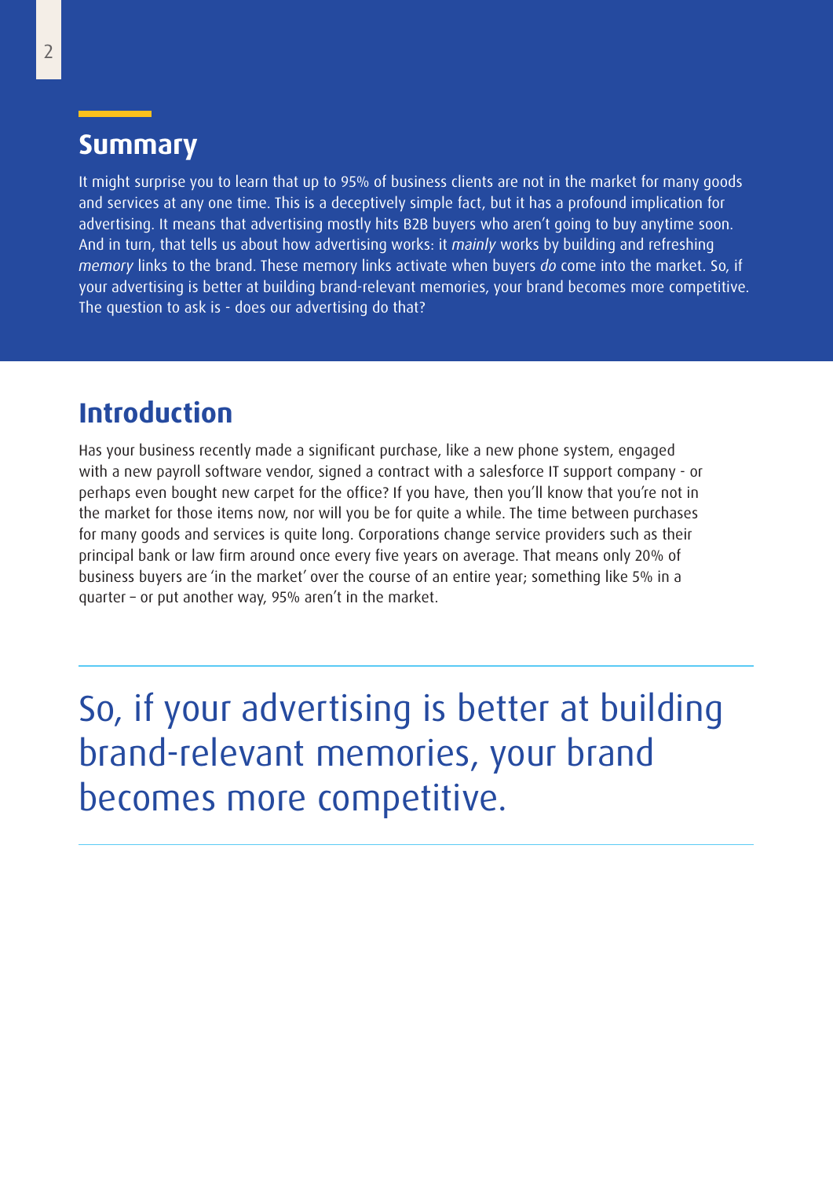## Summary

It might surprise you to learn that up to 95% of business clients are not in the market for many goods and services at any one time. This is a deceptively simple fact, but it has a profound implication for advertising. It means that advertising mostly hits B2B buyers who aren't going to buy anytime soon. And in turn, that tells us about how advertising works: it *mainly* works by building and refreshing *memory* links to the brand. These memory links activate when buyers *do* come into the market. So, if your advertising is better at building brand-relevant memories, your brand becomes more competitive. The question to ask is - does our advertising do that?

## Introduction

Has your business recently made a significant purchase, like a new phone system, engaged with a new payroll software vendor, signed a contract with a salesforce IT support company - or perhaps even bought new carpet for the office? If you have, then you'll know that you're not in the market for those items now, nor will you be for quite a while. The time between purchases for many goods and services is quite long. Corporations change service providers such as their principal bank or law firm around once every five years on average. That means only 20% of business buyers are 'in the market' over the course of an entire year; something like 5% in a quarter – or put another way, 95% aren't in the market.

> So, if your advertising is better at building brand-relevant memories, your brand becomes more competitive.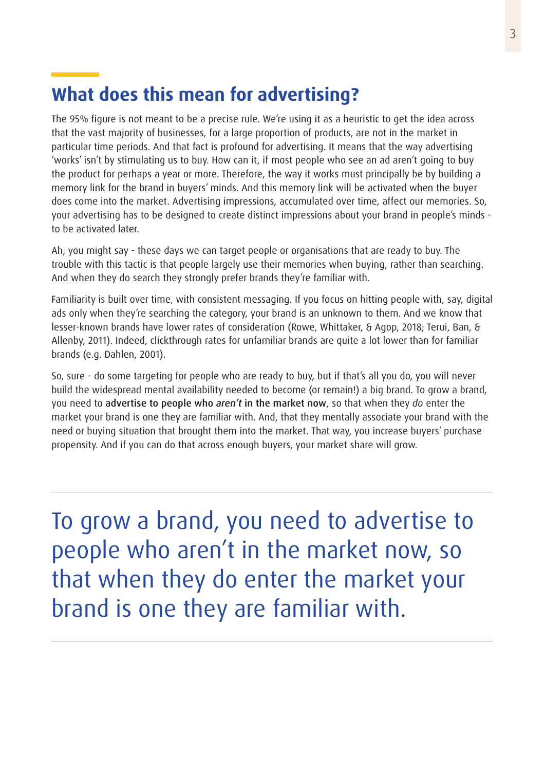## What does this mean for advertising?

The 95% figure is not meant to be a precise rule. We're using it as a heuristic to get the idea across that the vast majority of businesses, for a large proportion of products, are not in the market in particular time periods. And that fact is profound for advertising. It means that the way advertising 'works' isn't by stimulating us to buy. How can it, if most people who see an ad aren't going to buy the product for perhaps a year or more. Therefore, the way it works must principally be by building a memory link for the brand in buyers' minds. And this memory link will be activated when the buyer does come into the market. Advertising impressions, accumulated over time, affect our memories. So, your advertising has to be designed to create distinct impressions about your brand in people's minds - to be activated later.

Ah, you might say - these days we can target people or organisations that are ready to buy. The trouble with this tactic is that people largely use their memories when buying, rather than searching. And when they do search they strongly prefer brands they're familiar with.

Familiarity is built over time, with consistent messaging. If you focus on hitting people with, say, digital ads only when they're searching the category, your brand is an unknown to them. And we know that lesser-known brands have lower rates of consideration (Rowe, Whittaker, & Agop, 2018; Terui, Ban, & Allenby, 2011). Indeed, clickthrough rates for unfamiliar brands are quite a lot lower than for familiar brands (e.g. Dahlen, 2001).

So, sure - do some targeting for people who are ready to buy, but if that's all you do, you will never build the widespread mental availability needed to become (or remain!) a big brand. To grow a brand, you need to **advertise to people who *aren't* in the market now**, so that when they *do* enter the market your brand is one they are familiar with. And, that they mentally associate your brand with the need or buying situation that brought them into the market. That way, you increase buyers' purchase propensity. And if you can do that across enough buyers, your market share will grow.

---

> To grow a brand, you need to advertise to people who aren't in the market now, so that when they do enter the market your brand is one they are familiar with.

---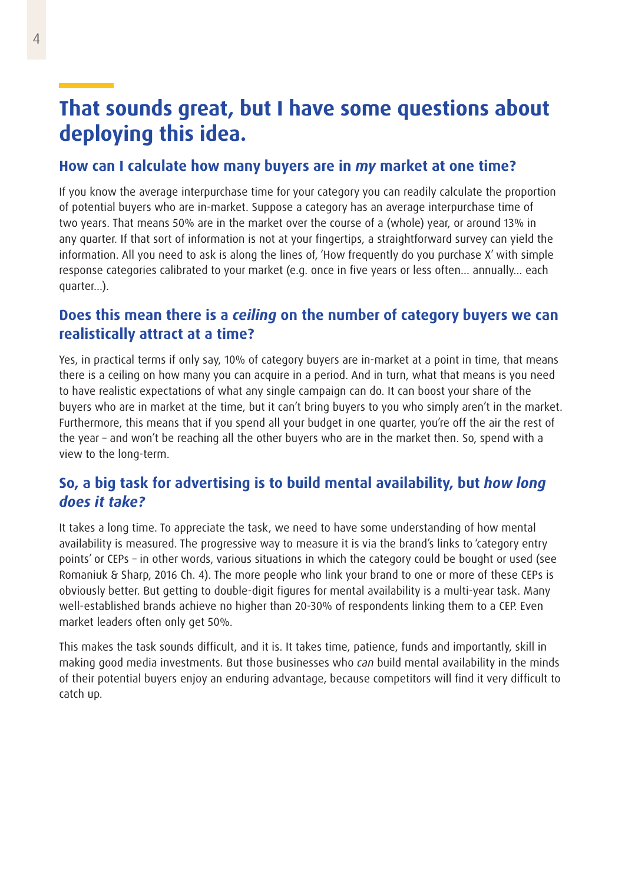# That sounds great, but I have some questions about deploying this idea.

## How can I calculate how many buyers are in *my* market at one time?

If you know the average interpurchase time for your category you can readily calculate the proportion of potential buyers who are in-market. Suppose a category has an average interpurchase time of two years. That means 50% are in the market over the course of a (whole) year, or around 13% in any quarter. If that sort of information is not at your fingertips, a straightforward survey can yield the information. All you need to ask is along the lines of, 'How frequently do you purchase X' with simple response categories calibrated to your market (e.g. once in five years or less often… annually… each quarter…).

## Does this mean there is a *ceiling* on the number of category buyers we can realistically attract at a time?

Yes, in practical terms if only say, 10% of category buyers are in-market at a point in time, that means there is a ceiling on how many you can acquire in a period. And in turn, what that means is you need to have realistic expectations of what any single campaign can do. It can boost your share of the buyers who are in market at the time, but it can't bring buyers to you who simply aren't in the market. Furthermore, this means that if you spend all your budget in one quarter, you're off the air the rest of the year – and won't be reaching all the other buyers who are in the market then. So, spend with a view to the long-term.

## So, a big task for advertising is to build mental availability, but *how long does it take?*

It takes a long time. To appreciate the task, we need to have some understanding of how mental availability is measured. The progressive way to measure it is via the brand's links to 'category entry points' or CEPs – in other words, various situations in which the category could be bought or used (see Romaniuk & Sharp, 2016 Ch. 4). The more people who link your brand to one or more of these CEPs is obviously better. But getting to double-digit figures for mental availability is a multi-year task. Many well-established brands achieve no higher than 20-30% of respondents linking them to a CEP. Even market leaders often only get 50%.

This makes the task sounds difficult, and it is. It takes time, patience, funds and importantly, skill in making good media investments. But those businesses who *can* build mental availability in the minds of their potential buyers enjoy an enduring advantage, because competitors will find it very difficult to catch up.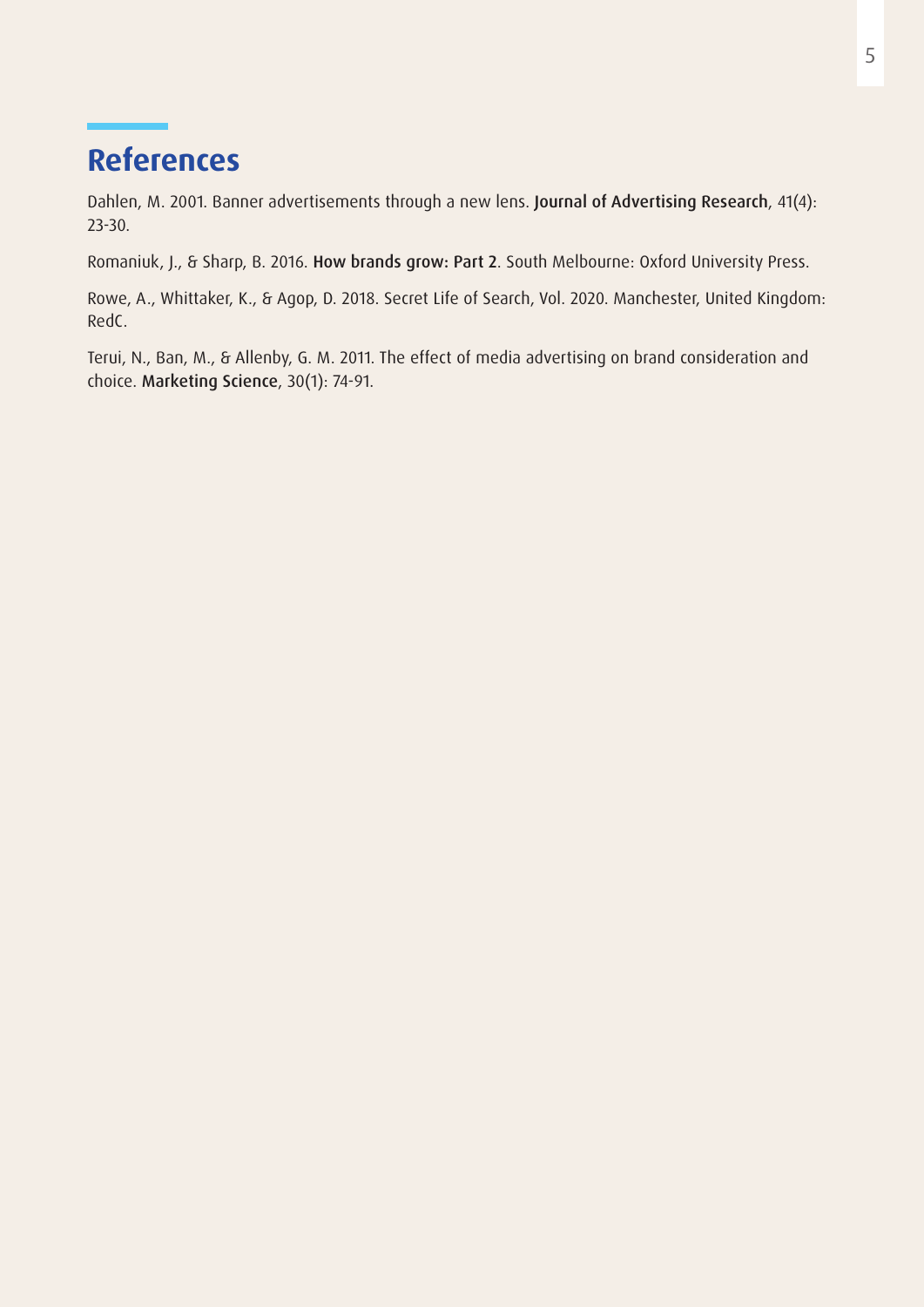## References

Dahlen, M. 2001. Banner advertisements through a new lens. **Journal of Advertising Research**, 41(4): 23-30.

Romaniuk, J., & Sharp, B. 2016. **How brands grow: Part 2**. South Melbourne: Oxford University Press.

Rowe, A., Whittaker, K., & Agop, D. 2018. Secret Life of Search, Vol. 2020. Manchester, United Kingdom: RedC.

Terui, N., Ban, M., & Allenby, G. M. 2011. The effect of media advertising on brand consideration and choice. **Marketing Science**, 30(1): 74-91.